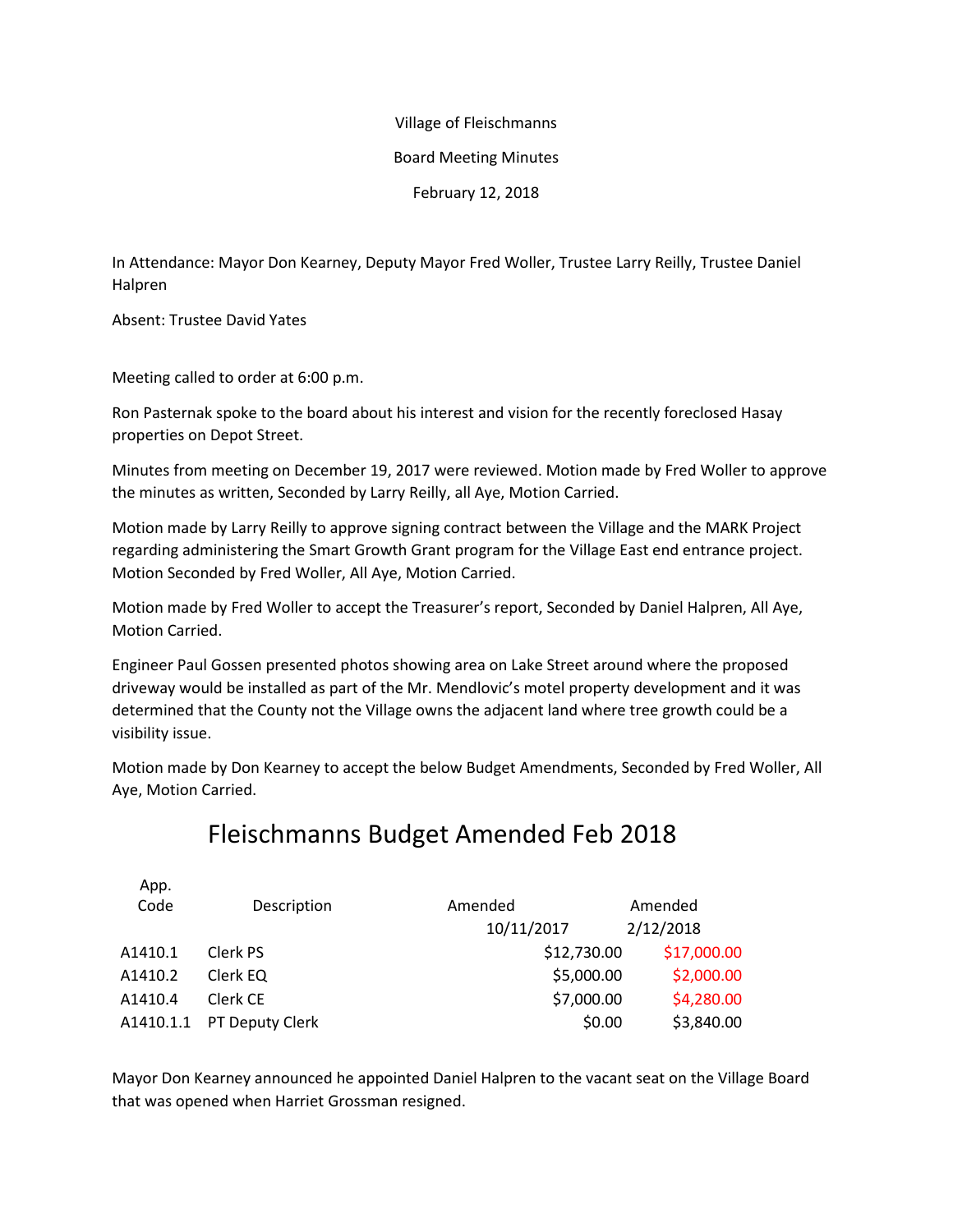Village of Fleischmanns

Board Meeting Minutes

February 12, 2018

In Attendance: Mayor Don Kearney, Deputy Mayor Fred Woller, Trustee Larry Reilly, Trustee Daniel Halpren

Absent: Trustee David Yates

Meeting called to order at 6:00 p.m.

Ron Pasternak spoke to the board about his interest and vision for the recently foreclosed Hasay properties on Depot Street.

Minutes from meeting on December 19, 2017 were reviewed. Motion made by Fred Woller to approve the minutes as written, Seconded by Larry Reilly, all Aye, Motion Carried.

Motion made by Larry Reilly to approve signing contract between the Village and the MARK Project regarding administering the Smart Growth Grant program for the Village East end entrance project. Motion Seconded by Fred Woller, All Aye, Motion Carried.

Motion made by Fred Woller to accept the Treasurer's report, Seconded by Daniel Halpren, All Aye, Motion Carried.

Engineer Paul Gossen presented photos showing area on Lake Street around where the proposed driveway would be installed as part of the Mr. Mendlovic's motel property development and it was determined that the County not the Village owns the adjacent land where tree growth could be a visibility issue.

Motion made by Don Kearney to accept the below Budget Amendments, Seconded by Fred Woller, All Aye, Motion Carried.

## Fleischmanns Budget Amended Feb 2018

| App. Code | Description | Amended 10/11/2017 | Amended 2/12/2018 |
|---|---|---|---|
| A1410.1 | Clerk PS | $12,730.00 | $17,000.00 |
| A1410.2 | Clerk EQ | $5,000.00 | $2,000.00 |
| A1410.4 | Clerk CE | $7,000.00 | $4,280.00 |
| A1410.1.1 | PT Deputy Clerk | $0.00 | $3,840.00 |

Mayor Don Kearney announced he appointed Daniel Halpren to the vacant seat on the Village Board that was opened when Harriet Grossman resigned.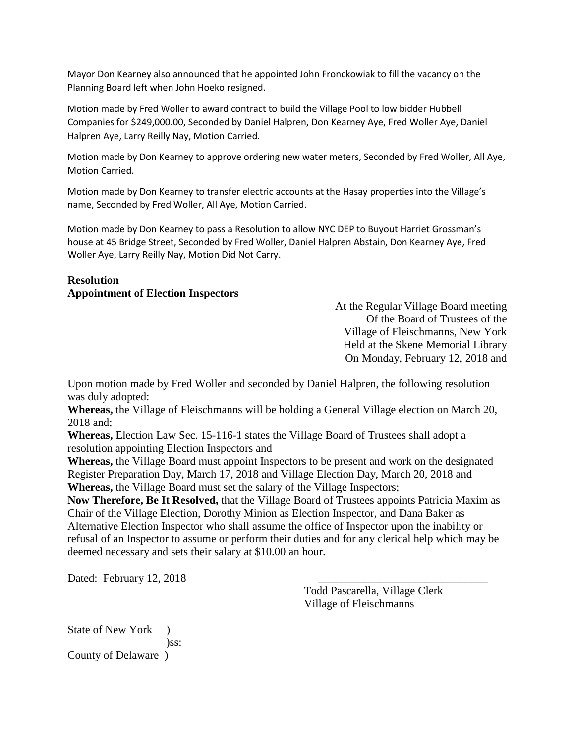Mayor Don Kearney also announced that he appointed John Fronckowiak to fill the vacancy on the Planning Board left when John Hoeko resigned.

Motion made by Fred Woller to award contract to build the Village Pool to low bidder Hubbell Companies for $249,000.00, Seconded by Daniel Halpren, Don Kearney Aye, Fred Woller Aye, Daniel Halpren Aye, Larry Reilly Nay, Motion Carried.

Motion made by Don Kearney to approve ordering new water meters, Seconded by Fred Woller, All Aye, Motion Carried.

Motion made by Don Kearney to transfer electric accounts at the Hasay properties into the Village's name, Seconded by Fred Woller, All Aye, Motion Carried.

Motion made by Don Kearney to pass a Resolution to allow NYC DEP to Buyout Harriet Grossman's house at 45 Bridge Street, Seconded by Fred Woller, Daniel Halpren Abstain, Don Kearney Aye, Fred Woller Aye, Larry Reilly Nay, Motion Did Not Carry.

**Resolution**
**Appointment of Election Inspectors**

At the Regular Village Board meeting
Of the Board of Trustees of the
Village of Fleischmanns, New York
Held at the Skene Memorial Library
On Monday, February 12, 2018 and

Upon motion made by Fred Woller and seconded by Daniel Halpren, the following resolution was duly adopted:
**Whereas,** the Village of Fleischmanns will be holding a General Village election on March 20, 2018 and;
**Whereas,** Election Law Sec. 15-116-1 states the Village Board of Trustees shall adopt a resolution appointing Election Inspectors and
**Whereas,** the Village Board must appoint Inspectors to be present and work on the designated Register Preparation Day, March 17, 2018 and Village Election Day, March 20, 2018 and
**Whereas,** the Village Board must set the salary of the Village Inspectors;
**Now Therefore, Be It Resolved,** that the Village Board of Trustees appoints Patricia Maxim as Chair of the Village Election, Dorothy Minion as Election Inspector, and Dana Baker as Alternative Election Inspector who shall assume the office of Inspector upon the inability or refusal of an Inspector to assume or perform their duties and for any clerical help which may be deemed necessary and sets their salary at $10.00 an hour.

Dated: February 12, 2018

_______________________________
Todd Pascarella, Village Clerk
Village of Fleischmanns

State of New York )
)ss:
County of Delaware )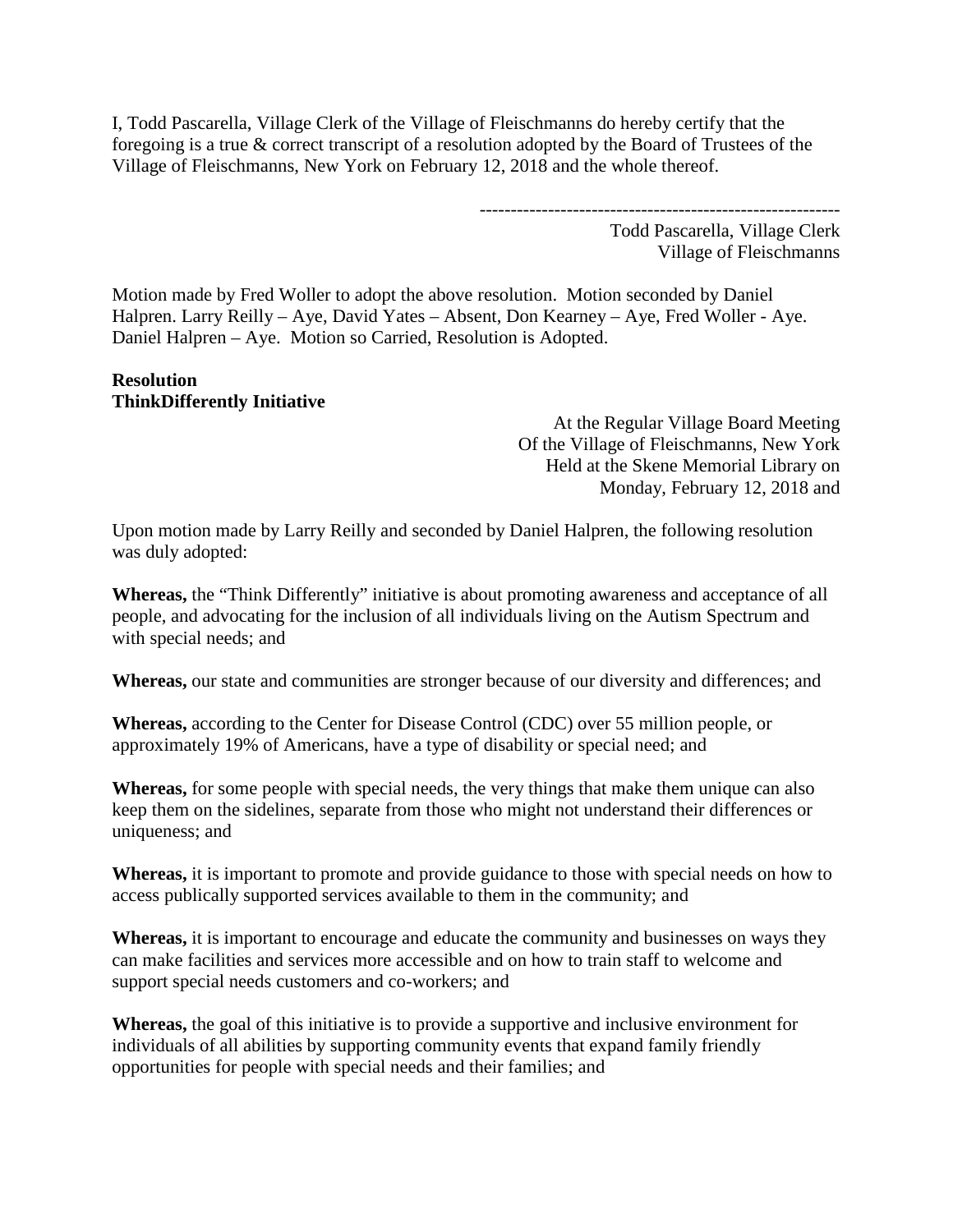I, Todd Pascarella, Village Clerk of the Village of Fleischmanns do hereby certify that the foregoing is a true & correct transcript of a resolution adopted by the Board of Trustees of the Village of Fleischmanns, New York on February 12, 2018 and the whole thereof.

----------------------------------------------------------

Todd Pascarella, Village Clerk
Village of Fleischmanns

Motion made by Fred Woller to adopt the above resolution. Motion seconded by Daniel Halpren. Larry Reilly – Aye, David Yates – Absent, Don Kearney – Aye, Fred Woller - Aye. Daniel Halpren – Aye. Motion so Carried, Resolution is Adopted.

**Resolution**
**ThinkDifferently Initiative**

At the Regular Village Board Meeting
Of the Village of Fleischmanns, New York
Held at the Skene Memorial Library on
Monday, February 12, 2018 and

Upon motion made by Larry Reilly and seconded by Daniel Halpren, the following resolution was duly adopted:

**Whereas,** the "Think Differently" initiative is about promoting awareness and acceptance of all people, and advocating for the inclusion of all individuals living on the Autism Spectrum and with special needs; and

**Whereas,** our state and communities are stronger because of our diversity and differences; and

**Whereas,** according to the Center for Disease Control (CDC) over 55 million people, or approximately 19% of Americans, have a type of disability or special need; and

**Whereas,** for some people with special needs, the very things that make them unique can also keep them on the sidelines, separate from those who might not understand their differences or uniqueness; and

**Whereas,** it is important to promote and provide guidance to those with special needs on how to access publically supported services available to them in the community; and

**Whereas,** it is important to encourage and educate the community and businesses on ways they can make facilities and services more accessible and on how to train staff to welcome and support special needs customers and co-workers; and

**Whereas,** the goal of this initiative is to provide a supportive and inclusive environment for individuals of all abilities by supporting community events that expand family friendly opportunities for people with special needs and their families; and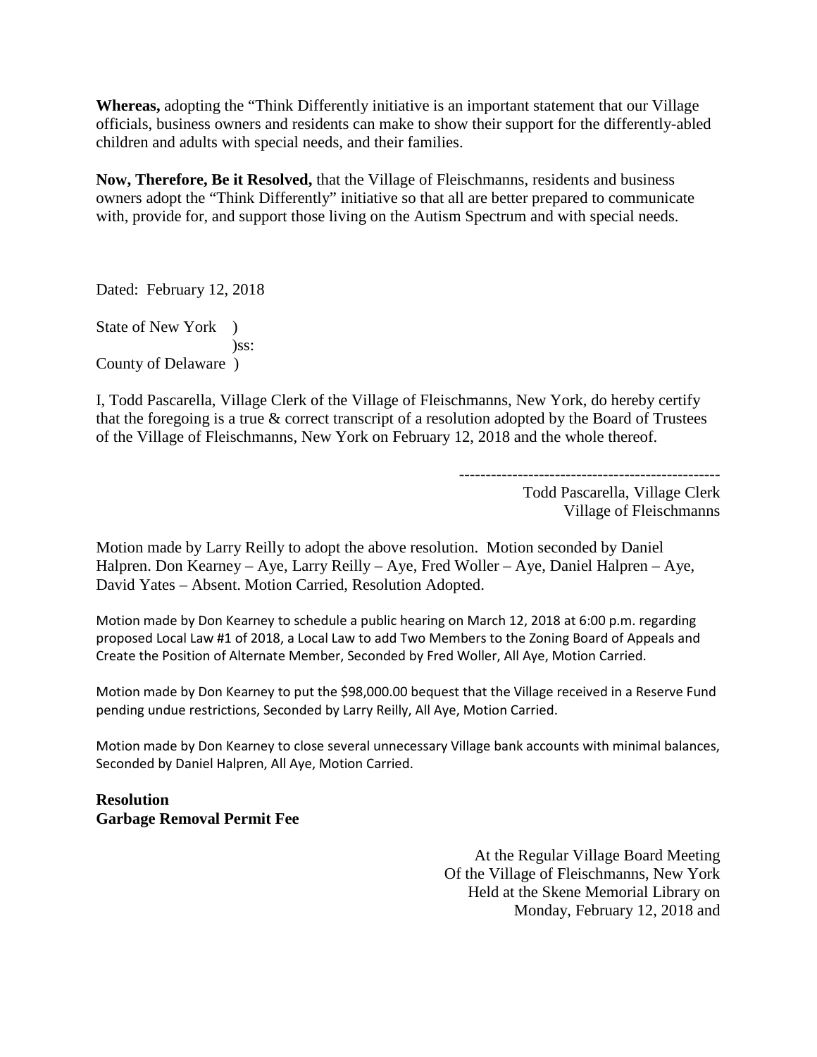**Whereas,** adopting the "Think Differently initiative is an important statement that our Village officials, business owners and residents can make to show their support for the differently-abled children and adults with special needs, and their families.

**Now, Therefore, Be it Resolved,** that the Village of Fleischmanns, residents and business owners adopt the "Think Differently" initiative so that all are better prepared to communicate with, provide for, and support those living on the Autism Spectrum and with special needs.

Dated: February 12, 2018

State of New York )
)ss:
County of Delaware )

I, Todd Pascarella, Village Clerk of the Village of Fleischmanns, New York, do hereby certify that the foregoing is a true & correct transcript of a resolution adopted by the Board of Trustees of the Village of Fleischmanns, New York on February 12, 2018 and the whole thereof.

-------------------------------------------------
Todd Pascarella, Village Clerk
Village of Fleischmanns

Motion made by Larry Reilly to adopt the above resolution. Motion seconded by Daniel Halpren. Don Kearney – Aye, Larry Reilly – Aye, Fred Woller – Aye, Daniel Halpren – Aye, David Yates – Absent. Motion Carried, Resolution Adopted.

Motion made by Don Kearney to schedule a public hearing on March 12, 2018 at 6:00 p.m. regarding proposed Local Law #1 of 2018, a Local Law to add Two Members to the Zoning Board of Appeals and Create the Position of Alternate Member, Seconded by Fred Woller, All Aye, Motion Carried.

Motion made by Don Kearney to put the $98,000.00 bequest that the Village received in a Reserve Fund pending undue restrictions, Seconded by Larry Reilly, All Aye, Motion Carried.

Motion made by Don Kearney to close several unnecessary Village bank accounts with minimal balances, Seconded by Daniel Halpren, All Aye, Motion Carried.

**Resolution**
**Garbage Removal Permit Fee**

At the Regular Village Board Meeting
Of the Village of Fleischmanns, New York
Held at the Skene Memorial Library on
Monday, February 12, 2018 and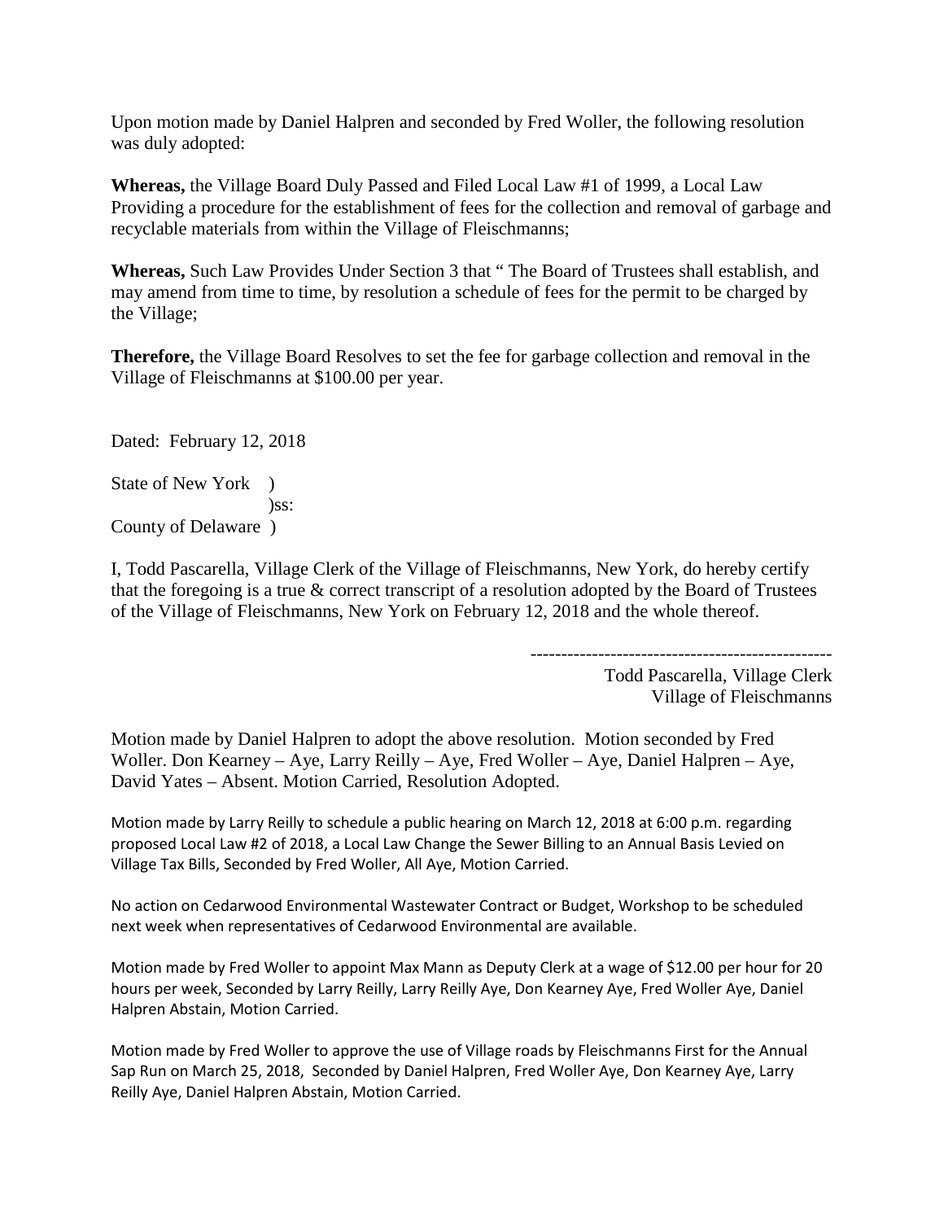Upon motion made by Daniel Halpren and seconded by Fred Woller, the following resolution was duly adopted:

**Whereas,** the Village Board Duly Passed and Filed Local Law #1 of 1999, a Local Law Providing a procedure for the establishment of fees for the collection and removal of garbage and recyclable materials from within the Village of Fleischmanns;

**Whereas,** Such Law Provides Under Section 3 that " The Board of Trustees shall establish, and may amend from time to time, by resolution a schedule of fees for the permit to be charged by the Village;

**Therefore,** the Village Board Resolves to set the fee for garbage collection and removal in the Village of Fleischmanns at $100.00 per year.

Dated: February 12, 2018

State of New York )
)ss:
County of Delaware )

I, Todd Pascarella, Village Clerk of the Village of Fleischmanns, New York, do hereby certify that the foregoing is a true & correct transcript of a resolution adopted by the Board of Trustees of the Village of Fleischmanns, New York on February 12, 2018 and the whole thereof.

--------------------------------------------------
Todd Pascarella, Village Clerk
Village of Fleischmanns

Motion made by Daniel Halpren to adopt the above resolution. Motion seconded by Fred Woller. Don Kearney – Aye, Larry Reilly – Aye, Fred Woller – Aye, Daniel Halpren – Aye, David Yates – Absent. Motion Carried, Resolution Adopted.

Motion made by Larry Reilly to schedule a public hearing on March 12, 2018 at 6:00 p.m. regarding proposed Local Law #2 of 2018, a Local Law Change the Sewer Billing to an Annual Basis Levied on Village Tax Bills, Seconded by Fred Woller, All Aye, Motion Carried.

No action on Cedarwood Environmental Wastewater Contract or Budget, Workshop to be scheduled next week when representatives of Cedarwood Environmental are available.

Motion made by Fred Woller to appoint Max Mann as Deputy Clerk at a wage of $12.00 per hour for 20 hours per week, Seconded by Larry Reilly, Larry Reilly Aye, Don Kearney Aye, Fred Woller Aye, Daniel Halpren Abstain, Motion Carried.

Motion made by Fred Woller to approve the use of Village roads by Fleischmanns First for the Annual Sap Run on March 25, 2018, Seconded by Daniel Halpren, Fred Woller Aye, Don Kearney Aye, Larry Reilly Aye, Daniel Halpren Abstain, Motion Carried.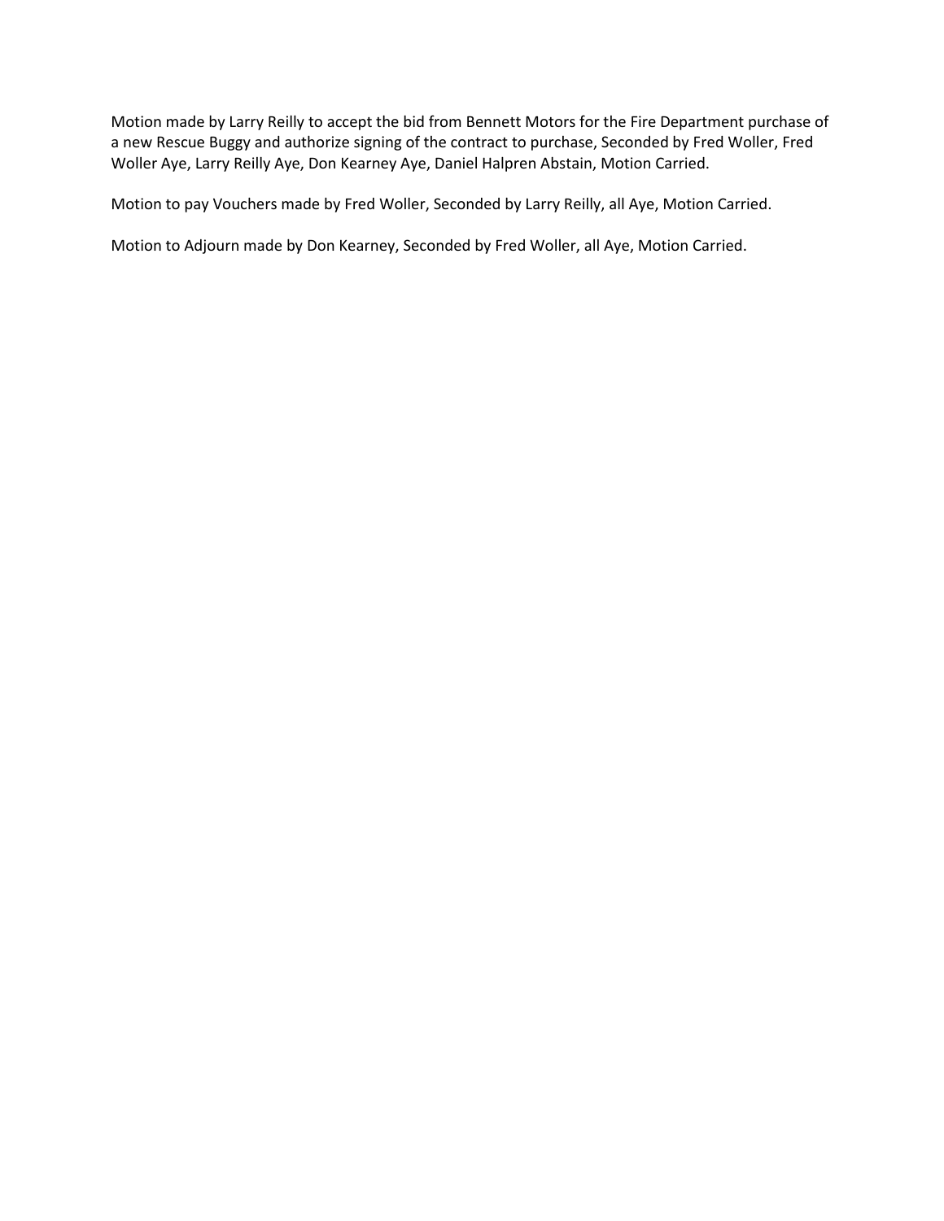Motion made by Larry Reilly to accept the bid from Bennett Motors for the Fire Department purchase of a new Rescue Buggy and authorize signing of the contract to purchase, Seconded by Fred Woller, Fred Woller Aye, Larry Reilly Aye, Don Kearney Aye, Daniel Halpren Abstain, Motion Carried.

Motion to pay Vouchers made by Fred Woller, Seconded by Larry Reilly, all Aye, Motion Carried.

Motion to Adjourn made by Don Kearney, Seconded by Fred Woller, all Aye, Motion Carried.